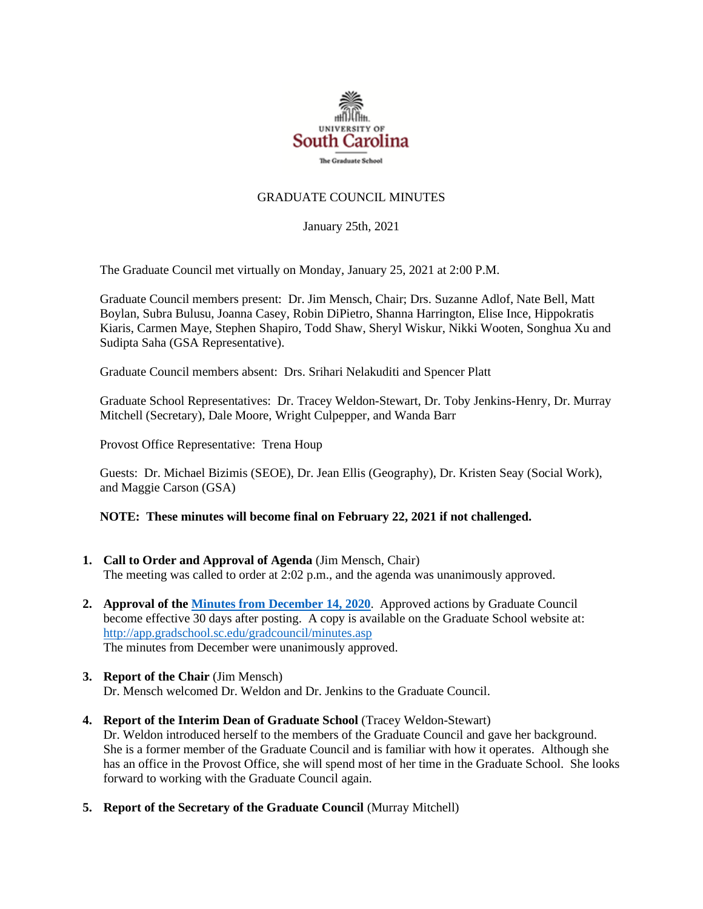UNIVERSITY OF
South Carolina
The Graduate School

GRADUATE COUNCIL MINUTES

January 25th, 2021

The Graduate Council met virtually on Monday, January 25, 2021 at 2:00 P.M.

Graduate Council members present: Dr. Jim Mensch, Chair; Drs. Suzanne Adlof, Nate Bell, Matt Boylan, Subra Bulusu, Joanna Casey, Robin DiPietro, Shanna Harrington, Elise Ince, Hippokratis Kiaris, Carmen Maye, Stephen Shapiro, Todd Shaw, Sheryl Wiskur, Nikki Wooten, Songhua Xu and Sudipta Saha (GSA Representative).

Graduate Council members absent: Drs. Srihari Nelakuditi and Spencer Platt

Graduate School Representatives: Dr. Tracey Weldon-Stewart, Dr. Toby Jenkins-Henry, Dr. Murray Mitchell (Secretary), Dale Moore, Wright Culpepper, and Wanda Barr

Provost Office Representative: Trena Houp

Guests: Dr. Michael Bizimis (SEOE), Dr. Jean Ellis (Geography), Dr. Kristen Seay (Social Work), and Maggie Carson (GSA)

**NOTE: These minutes will become final on February 22, 2021 if not challenged.**

1. **Call to Order and Approval of Agenda** (Jim Mensch, Chair)
   The meeting was called to order at 2:02 p.m., and the agenda was unanimously approved.

2. **Approval of the [Minutes from December 14, 2020](http://app.gradschool.sc.edu/gradcouncil/minutes.asp)**. Approved actions by Graduate Council become effective 30 days after posting. A copy is available on the Graduate School website at: http://app.gradschool.sc.edu/gradcouncil/minutes.asp
   The minutes from December were unanimously approved.

3. **Report of the Chair** (Jim Mensch)
   Dr. Mensch welcomed Dr. Weldon and Dr. Jenkins to the Graduate Council.

4. **Report of the Interim Dean of Graduate School** (Tracey Weldon-Stewart)
   Dr. Weldon introduced herself to the members of the Graduate Council and gave her background. She is a former member of the Graduate Council and is familiar with how it operates. Although she has an office in the Provost Office, she will spend most of her time in the Graduate School. She looks forward to working with the Graduate Council again.

5. **Report of the Secretary of the Graduate Council** (Murray Mitchell)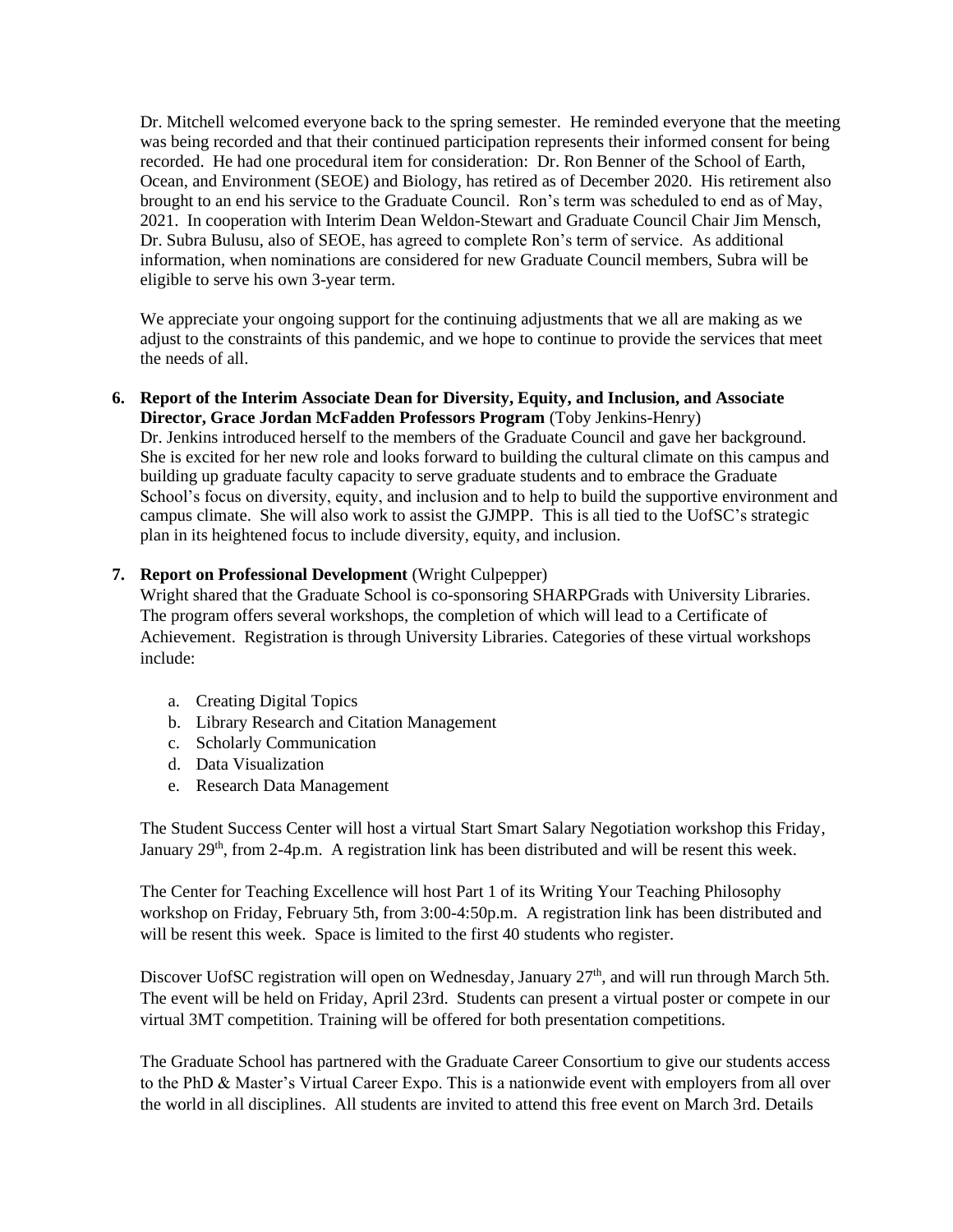Dr. Mitchell welcomed everyone back to the spring semester. He reminded everyone that the meeting was being recorded and that their continued participation represents their informed consent for being recorded. He had one procedural item for consideration: Dr. Ron Benner of the School of Earth, Ocean, and Environment (SEOE) and Biology, has retired as of December 2020. His retirement also brought to an end his service to the Graduate Council. Ron's term was scheduled to end as of May, 2021. In cooperation with Interim Dean Weldon-Stewart and Graduate Council Chair Jim Mensch, Dr. Subra Bulusu, also of SEOE, has agreed to complete Ron's term of service. As additional information, when nominations are considered for new Graduate Council members, Subra will be eligible to serve his own 3-year term.

We appreciate your ongoing support for the continuing adjustments that we all are making as we adjust to the constraints of this pandemic, and we hope to continue to provide the services that meet the needs of all.

6. **Report of the Interim Associate Dean for Diversity, Equity, and Inclusion, and Associate Director, Grace Jordan McFadden Professors Program** (Toby Jenkins-Henry)
Dr. Jenkins introduced herself to the members of the Graduate Council and gave her background. She is excited for her new role and looks forward to building the cultural climate on this campus and building up graduate faculty capacity to serve graduate students and to embrace the Graduate School's focus on diversity, equity, and inclusion and to help to build the supportive environment and campus climate. She will also work to assist the GJMPP. This is all tied to the UofSC's strategic plan in its heightened focus to include diversity, equity, and inclusion.

7. **Report on Professional Development** (Wright Culpepper)
Wright shared that the Graduate School is co-sponsoring SHARPGrads with University Libraries. The program offers several workshops, the completion of which will lead to a Certificate of Achievement. Registration is through University Libraries. Categories of these virtual workshops include:

    a. Creating Digital Topics
    b. Library Research and Citation Management
    c. Scholarly Communication
    d. Data Visualization
    e. Research Data Management

    The Student Success Center will host a virtual Start Smart Salary Negotiation workshop this Friday, January 29th, from 2-4p.m. A registration link has been distributed and will be resent this week.

    The Center for Teaching Excellence will host Part 1 of its Writing Your Teaching Philosophy workshop on Friday, February 5th, from 3:00-4:50p.m. A registration link has been distributed and will be resent this week. Space is limited to the first 40 students who register.

    Discover UofSC registration will open on Wednesday, January 27th, and will run through March 5th. The event will be held on Friday, April 23rd. Students can present a virtual poster or compete in our virtual 3MT competition. Training will be offered for both presentation competitions.

    The Graduate School has partnered with the Graduate Career Consortium to give our students access to the PhD & Master's Virtual Career Expo. This is a nationwide event with employers from all over the world in all disciplines. All students are invited to attend this free event on March 3rd. Details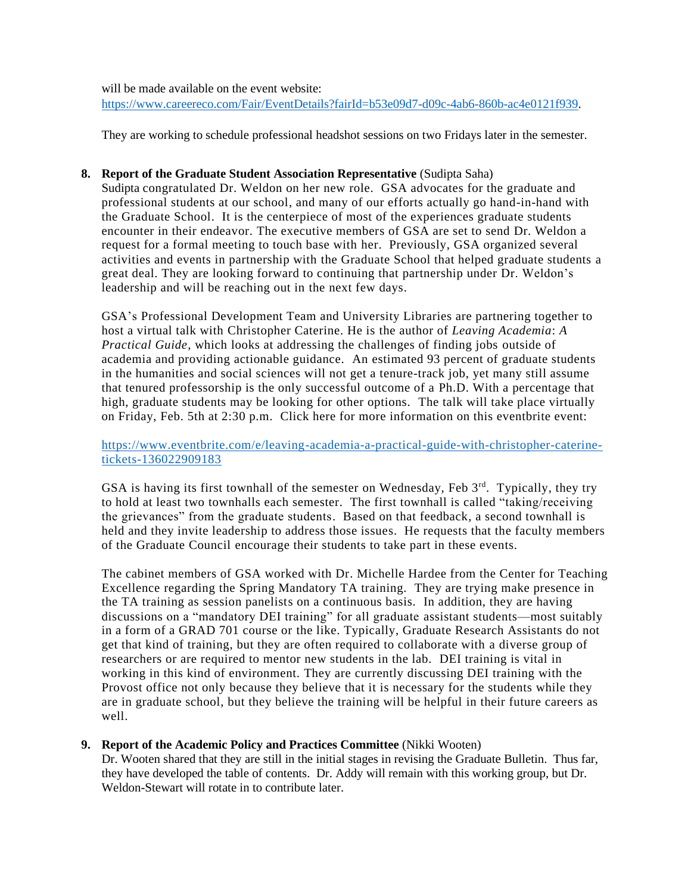will be made available on the event website: https://www.careereco.com/Fair/EventDetails?fairId=b53e09d7-d09c-4ab6-860b-ac4e0121f939.

They are working to schedule professional headshot sessions on two Fridays later in the semester.

8. **Report of the Graduate Student Association Representative** (Sudipta Saha)
Sudipta congratulated Dr. Weldon on her new role. GSA advocates for the graduate and professional students at our school, and many of our efforts actually go hand-in-hand with the Graduate School. It is the centerpiece of most of the experiences graduate students encounter in their endeavor. The executive members of GSA are set to send Dr. Weldon a request for a formal meeting to touch base with her. Previously, GSA organized several activities and events in partnership with the Graduate School that helped graduate students a great deal. They are looking forward to continuing that partnership under Dr. Weldon's leadership and will be reaching out in the next few days.

   GSA's Professional Development Team and University Libraries are partnering together to host a virtual talk with Christopher Caterine. He is the author of *Leaving Academia*: *A Practical Guide,* which looks at addressing the challenges of finding jobs outside of academia and providing actionable guidance. An estimated 93 percent of graduate students in the humanities and social sciences will not get a tenure-track job, yet many still assume that tenured professorship is the only successful outcome of a Ph.D. With a percentage that high, graduate students may be looking for other options. The talk will take place virtually on Friday, Feb. 5th at 2:30 p.m. Click here for more information on this eventbrite event:

   https://www.eventbrite.com/e/leaving-academia-a-practical-guide-with-christopher-caterine-tickets-136022909183

   GSA is having its first townhall of the semester on Wednesday, Feb 3rd. Typically, they try to hold at least two townhalls each semester. The first townhall is called "taking/receiving the grievances" from the graduate students. Based on that feedback, a second townhall is held and they invite leadership to address those issues. He requests that the faculty members of the Graduate Council encourage their students to take part in these events.

   The cabinet members of GSA worked with Dr. Michelle Hardee from the Center for Teaching Excellence regarding the Spring Mandatory TA training. They are trying make presence in the TA training as session panelists on a continuous basis. In addition, they are having discussions on a "mandatory DEI training" for all graduate assistant students—most suitably in a form of a GRAD 701 course or the like. Typically, Graduate Research Assistants do not get that kind of training, but they are often required to collaborate with a diverse group of researchers or are required to mentor new students in the lab. DEI training is vital in working in this kind of environment. They are currently discussing DEI training with the Provost office not only because they believe that it is necessary for the students while they are in graduate school, but they believe the training will be helpful in their future careers as well.

9. **Report of the Academic Policy and Practices Committee** (Nikki Wooten)
Dr. Wooten shared that they are still in the initial stages in revising the Graduate Bulletin. Thus far, they have developed the table of contents. Dr. Addy will remain with this working group, but Dr. Weldon-Stewart will rotate in to contribute later.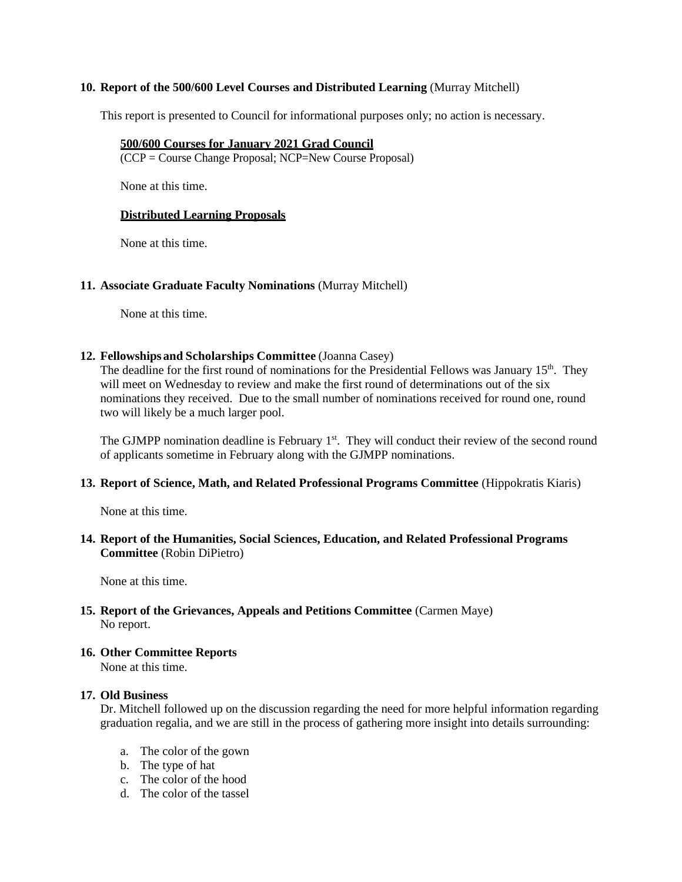**10. Report of the 500/600 Level Courses and Distributed Learning** (Murray Mitchell)

This report is presented to Council for informational purposes only; no action is necessary.

**500/600 Courses for January 2021 Grad Council**
(CCP = Course Change Proposal; NCP=New Course Proposal)

None at this time.

**Distributed Learning Proposals**

None at this time.

**11. Associate Graduate Faculty Nominations** (Murray Mitchell)

None at this time.

**12. Fellowships and Scholarships Committee** (Joanna Casey)

The deadline for the first round of nominations for the Presidential Fellows was January 15th. They will meet on Wednesday to review and make the first round of determinations out of the six nominations they received. Due to the small number of nominations received for round one, round two will likely be a much larger pool.

The GJMPP nomination deadline is February 1st. They will conduct their review of the second round of applicants sometime in February along with the GJMPP nominations.

**13. Report of Science, Math, and Related Professional Programs Committee** (Hippokratis Kiaris)

None at this time.

**14. Report of the Humanities, Social Sciences, Education, and Related Professional Programs Committee** (Robin DiPietro)

None at this time.

**15. Report of the Grievances, Appeals and Petitions Committee** (Carmen Maye)

No report.

**16. Other Committee Reports**

None at this time.

**17. Old Business**

Dr. Mitchell followed up on the discussion regarding the need for more helpful information regarding graduation regalia, and we are still in the process of gathering more insight into details surrounding:

a. The color of the gown
b. The type of hat
c. The color of the hood
d. The color of the tassel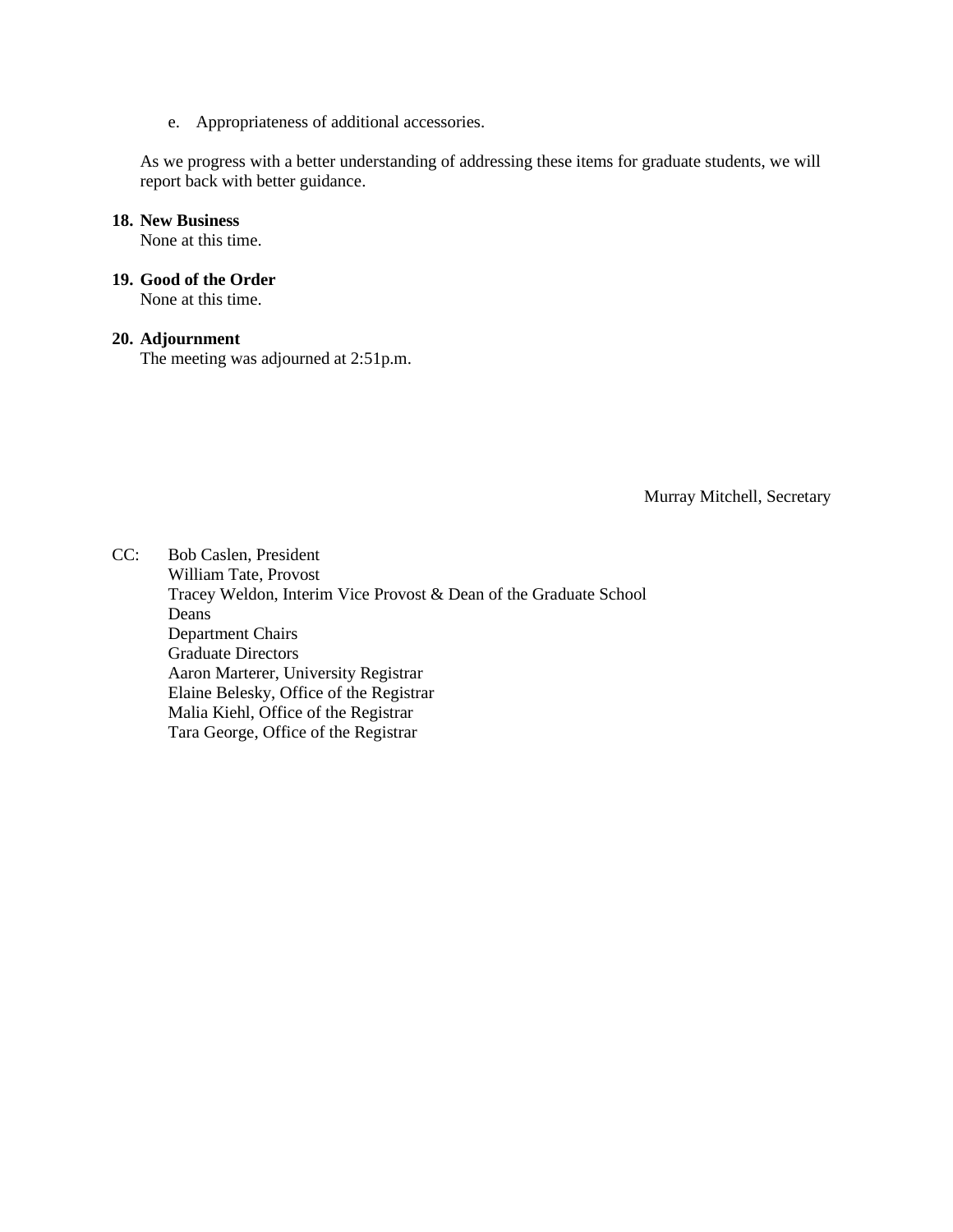e. Appropriateness of additional accessories.

As we progress with a better understanding of addressing these items for graduate students, we will report back with better guidance.

**18. New Business**

None at this time.

**19. Good of the Order**

None at this time.

**20. Adjournment**

The meeting was adjourned at 2:51p.m.

Murray Mitchell, Secretary

CC: Bob Caslen, President
William Tate, Provost
Tracey Weldon, Interim Vice Provost & Dean of the Graduate School
Deans
Department Chairs
Graduate Directors
Aaron Marterer, University Registrar
Elaine Belesky, Office of the Registrar
Malia Kiehl, Office of the Registrar
Tara George, Office of the Registrar